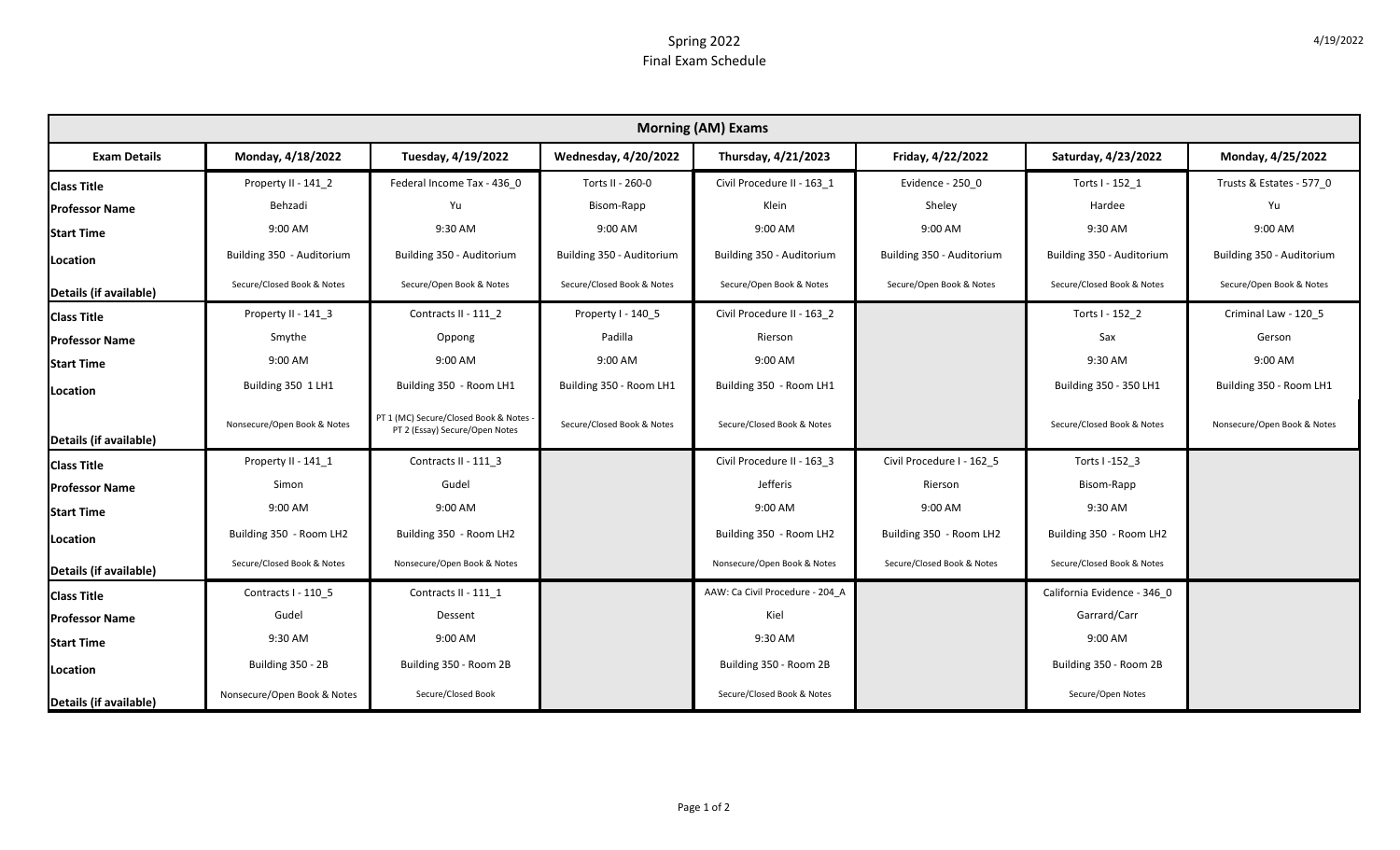# Spring 2022
## Final Exam Schedule

4/19/2022

| Morning (AM) Exams | | | | | | | |
|---|---|---|---|---|---|---|---|
| **Exam Details** | **Monday, 4/18/2022** | **Tuesday, 4/19/2022** | **Wednesday, 4/20/2022** | **Thursday, 4/21/2023** | **Friday, 4/22/2022** | **Saturday, 4/23/2022** | **Monday, 4/25/2022** |
| **Class Title** | Property II - 141_2 | Federal Income Tax - 436_0 | Torts II - 260-0 | Civil Procedure II - 163_1 | Evidence - 250_0 | Torts I - 152_1 | Trusts & Estates - 577_0 |
| **Professor Name** | Behzadi | Yu | Bisom-Rapp | Klein | Sheley | Hardee | Yu |
| **Start Time** | 9:00 AM | 9:30 AM | 9:00 AM | 9:00 AM | 9:00 AM | 9:30 AM | 9:00 AM |
| **Location** | Building 350 - Auditorium | Building 350 - Auditorium | Building 350 - Auditorium | Building 350 - Auditorium | Building 350 - Auditorium | Building 350 - Auditorium | Building 350 - Auditorium |
| **Details (if available)** | Secure/Closed Book & Notes | Secure/Open Book & Notes | Secure/Closed Book & Notes | Secure/Open Book & Notes | Secure/Open Book & Notes | Secure/Closed Book & Notes | Secure/Open Book & Notes |
| **Class Title** | Property II - 141_3 | Contracts II - 111_2 | Property I - 140_5 | Civil Procedure II - 163_2 | | Torts I - 152_2 | Criminal Law - 120_5 |
| **Professor Name** | Smythe | Oppong | Padilla | Rierson | | Sax | Gerson |
| **Start Time** | 9:00 AM | 9:00 AM | 9:00 AM | 9:00 AM | | 9:30 AM | 9:00 AM |
| **Location** | Building 350 1 LH1 | Building 350 - Room LH1 | Building 350 - Room LH1 | Building 350 - Room LH1 | | Building 350 - 350 LH1 | Building 350 - Room LH1 |
| **Details (if available)** | Nonsecure/Open Book & Notes | PT 1 (MC) Secure/Closed Book & Notes - PT 2 (Essay) Secure/Open Notes | Secure/Closed Book & Notes | Secure/Closed Book & Notes | | Secure/Closed Book & Notes | Nonsecure/Open Book & Notes |
| **Class Title** | Property II - 141_1 | Contracts II - 111_3 | | Civil Procedure II - 163_3 | Civil Procedure I - 162_5 | Torts I -152_3 | |
| **Professor Name** | Simon | Gudel | | Jefferis | Rierson | Bisom-Rapp | |
| **Start Time** | 9:00 AM | 9:00 AM | | 9:00 AM | 9:00 AM | 9:30 AM | |
| **Location** | Building 350 - Room LH2 | Building 350 - Room LH2 | | Building 350 - Room LH2 | Building 350 - Room LH2 | Building 350 - Room LH2 | |
| **Details (if available)** | Secure/Closed Book & Notes | Nonsecure/Open Book & Notes | | Nonsecure/Open Book & Notes | Secure/Closed Book & Notes | Secure/Closed Book & Notes | |
| **Class Title** | Contracts I - 110_5 | Contracts II - 111_1 | | AAW: Ca Civil Procedure - 204_A | | California Evidence - 346_0 | |
| **Professor Name** | Gudel | Dessent | | Kiel | | Garrard/Carr | |
| **Start Time** | 9:30 AM | 9:00 AM | | 9:30 AM | | 9:00 AM | |
| **Location** | Building 350 - 2B | Building 350 - Room 2B | | Building 350 - Room 2B | | Building 350 - Room 2B | |
| **Details (if available)** | Nonsecure/Open Book & Notes | Secure/Closed Book | | Secure/Closed Book & Notes | | Secure/Open Notes | |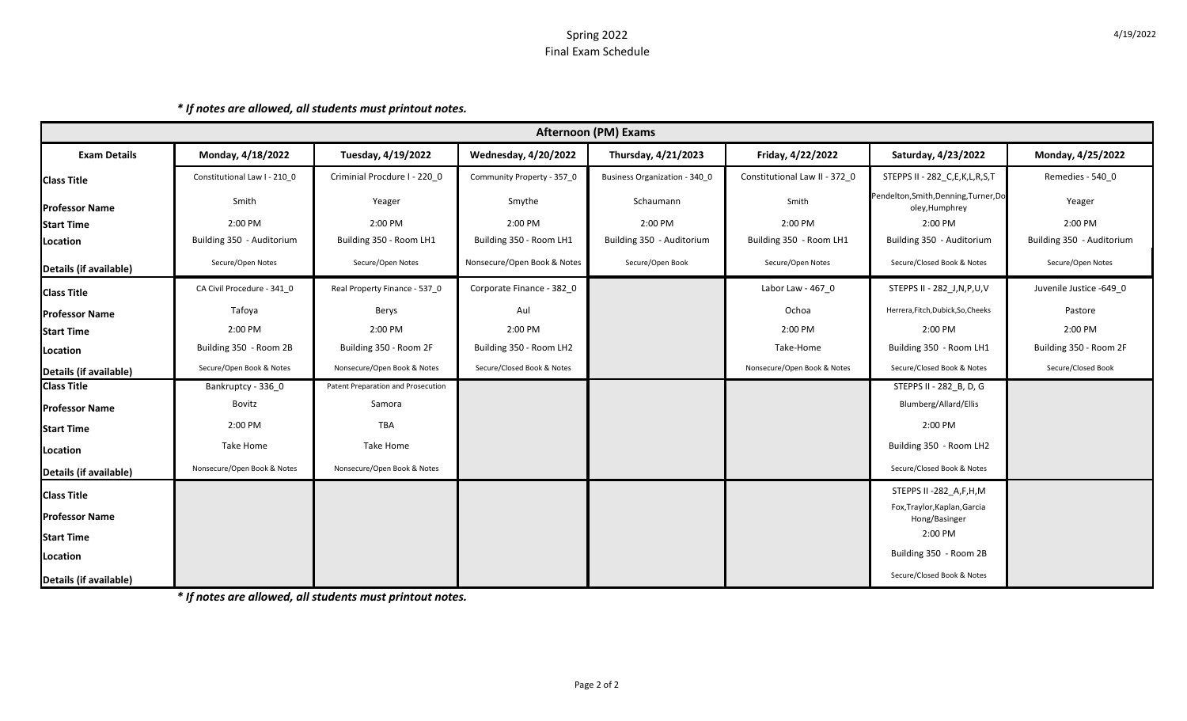Spring 2022
Final Exam Schedule

4/19/2022

***\* If notes are allowed, all students must printout notes.***

| Afternoon (PM) Exams | | | | | | | |
|---|---|---|---|---|---|---|---|
| **Exam Details** | **Monday, 4/18/2022** | **Tuesday, 4/19/2022** | **Wednesday, 4/20/2022** | **Thursday, 4/21/2023** | **Friday, 4/22/2022** | **Saturday, 4/23/2022** | **Monday, 4/25/2022** |
| **Class Title** | Constitutional Law I - 210_0 | Criminial Procdure I - 220_0 | Community Property - 357_0 | Business Organization - 340_0 | Constitutional Law II - 372_0 | STEPPS II - 282_C,E,K,L,R,S,T | Remedies - 540_0 |
| **Professor Name** | Smith | Yeager | Smythe | Schaumann | Smith | Pendelton,Smith,Denning,Turner,Dooley,Humphrey | Yeager |
| **Start Time** | 2:00 PM | 2:00 PM | 2:00 PM | 2:00 PM | 2:00 PM | 2:00 PM | 2:00 PM |
| **Location** | Building 350 - Auditorium | Building 350 - Room LH1 | Building 350 - Room LH1 | Building 350 - Auditorium | Building 350 - Room LH1 | Building 350 - Auditorium | Building 350 - Auditorium |
| **Details (if available)** | Secure/Open Notes | Secure/Open Notes | Nonsecure/Open Book & Notes | Secure/Open Book | Secure/Open Notes | Secure/Closed Book & Notes | Secure/Open Notes |
| **Class Title** | CA Civil Procedure - 341_0 | Real Property Finance - 537_0 | Corporate Finance - 382_0 | | Labor Law - 467_0 | STEPPS II - 282_J,N,P,U,V | Juvenile Justice -649_0 |
| **Professor Name** | Tafoya | Berys | Aul | | Ochoa | Herrera,Fitch,Dubick,So,Cheeks | Pastore |
| **Start Time** | 2:00 PM | 2:00 PM | 2:00 PM | | 2:00 PM | 2:00 PM | 2:00 PM |
| **Location** | Building 350 - Room 2B | Building 350 - Room 2F | Building 350 - Room LH2 | | Take-Home | Building 350 - Room LH1 | Building 350 - Room 2F |
| **Details (if available)** | Secure/Open Book & Notes | Nonsecure/Open Book & Notes | Secure/Closed Book & Notes | | Nonsecure/Open Book & Notes | Secure/Closed Book & Notes | Secure/Closed Book |
| **Class Title** | Bankruptcy - 336_0 | Patent Preparation and Prosecution | | | | STEPPS II - 282_B, D, G | |
| **Professor Name** | Bovitz | Samora | | | | Blumberg/Allard/Ellis | |
| **Start Time** | 2:00 PM | TBA | | | | 2:00 PM | |
| **Location** | Take Home | Take Home | | | | Building 350 - Room LH2 | |
| **Details (if available)** | Nonsecure/Open Book & Notes | Nonsecure/Open Book & Notes | | | | Secure/Closed Book & Notes | |
| **Class Title** | | | | | | STEPPS II -282_A,F,H,M | |
| **Professor Name** | | | | | | Fox,Traylor,Kaplan,Garcia Hong/Basinger | |
| **Start Time** | | | | | | 2:00 PM | |
| **Location** | | | | | | Building 350 - Room 2B | |
| **Details (if available)** | | | | | | Secure/Closed Book & Notes | |

***\* If notes are allowed, all students must printout notes.***